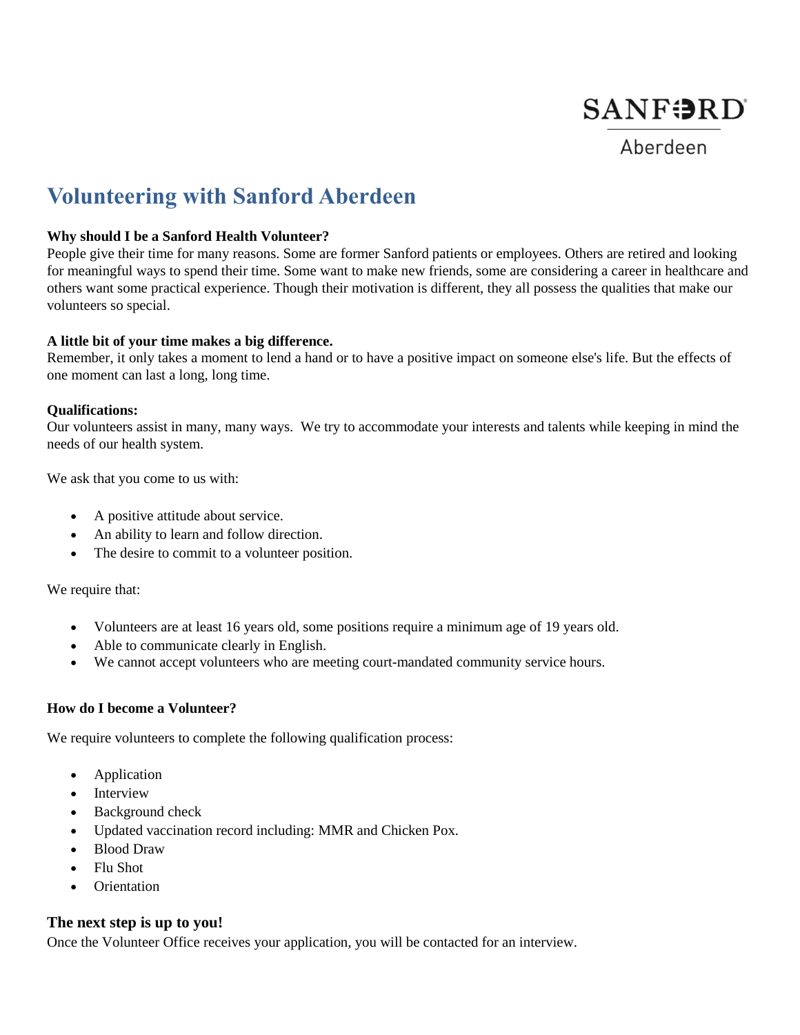SANFORD

Aberdeen

# Volunteering with Sanford Aberdeen

**Why should I be a Sanford Health Volunteer?**

People give their time for many reasons. Some are former Sanford patients or employees. Others are retired and looking for meaningful ways to spend their time. Some want to make new friends, some are considering a career in healthcare and others want some practical experience. Though their motivation is different, they all possess the qualities that make our volunteers so special.

**A little bit of your time makes a big difference.**

Remember, it only takes a moment to lend a hand or to have a positive impact on someone else's life. But the effects of one moment can last a long, long time.

**Qualifications:**

Our volunteers assist in many, many ways. We try to accommodate your interests and talents while keeping in mind the needs of our health system.

We ask that you come to us with:

- A positive attitude about service.
- An ability to learn and follow direction.
- The desire to commit to a volunteer position.

We require that:

- Volunteers are at least 16 years old, some positions require a minimum age of 19 years old.
- Able to communicate clearly in English.
- We cannot accept volunteers who are meeting court-mandated community service hours.

**How do I become a Volunteer?**

We require volunteers to complete the following qualification process:

- Application
- Interview
- Background check
- Updated vaccination record including: MMR and Chicken Pox.
- Blood Draw
- Flu Shot
- Orientation

### The next step is up to you!

Once the Volunteer Office receives your application, you will be contacted for an interview.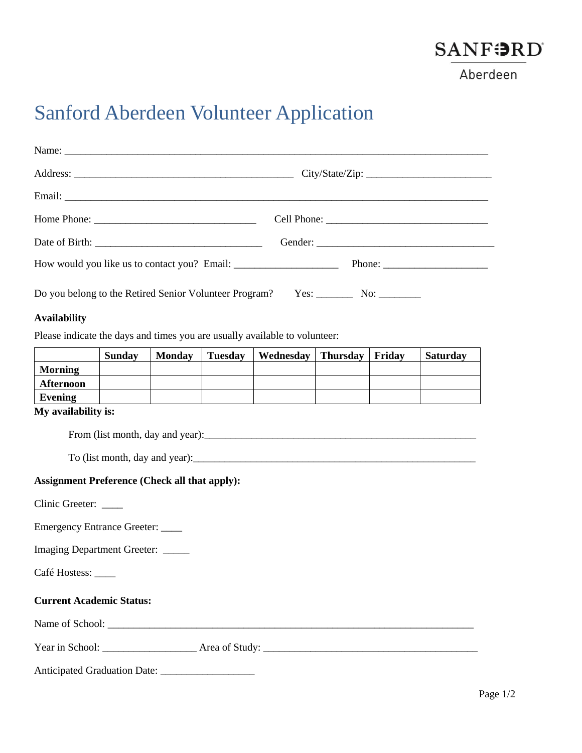SANFORD
Aberdeen

# Sanford Aberdeen Volunteer Application

Name: ___________________________________________________________________________

Address: _______________________________________ City/State/Zip: ______________________

Email: ___________________________________________________________________________

Home Phone: _____________________________ Cell Phone: _____________________________

Date of Birth: ______________________________ Gender: ________________________________

How would you like us to contact you? Email: ___________________ Phone: ___________________

Do you belong to the Retired Senior Volunteer Program? Yes: _______ No: ________

**Availability**

Please indicate the days and times you are usually available to volunteer:

| | Sunday | Monday | Tuesday | Wednesday | Thursday | Friday | Saturday |
|---|---|---|---|---|---|---|---|
| **Morning** | | | | | | | |
| **Afternoon** | | | | | | | |
| **Evening** | | | | | | | |

**My availability is:**

From (list month, day and year):_________________________________________________

To (list month, day and year):__________________________________________________

**Assignment Preference (Check all that apply):**

Clinic Greeter: ____

Emergency Entrance Greeter: ____

Imaging Department Greeter: _____

Café Hostess: ____

**Current Academic Status:**

Name of School: _________________________________________________________________

Year in School: _________________ Area of Study: _______________________________________

Anticipated Graduation Date: _________________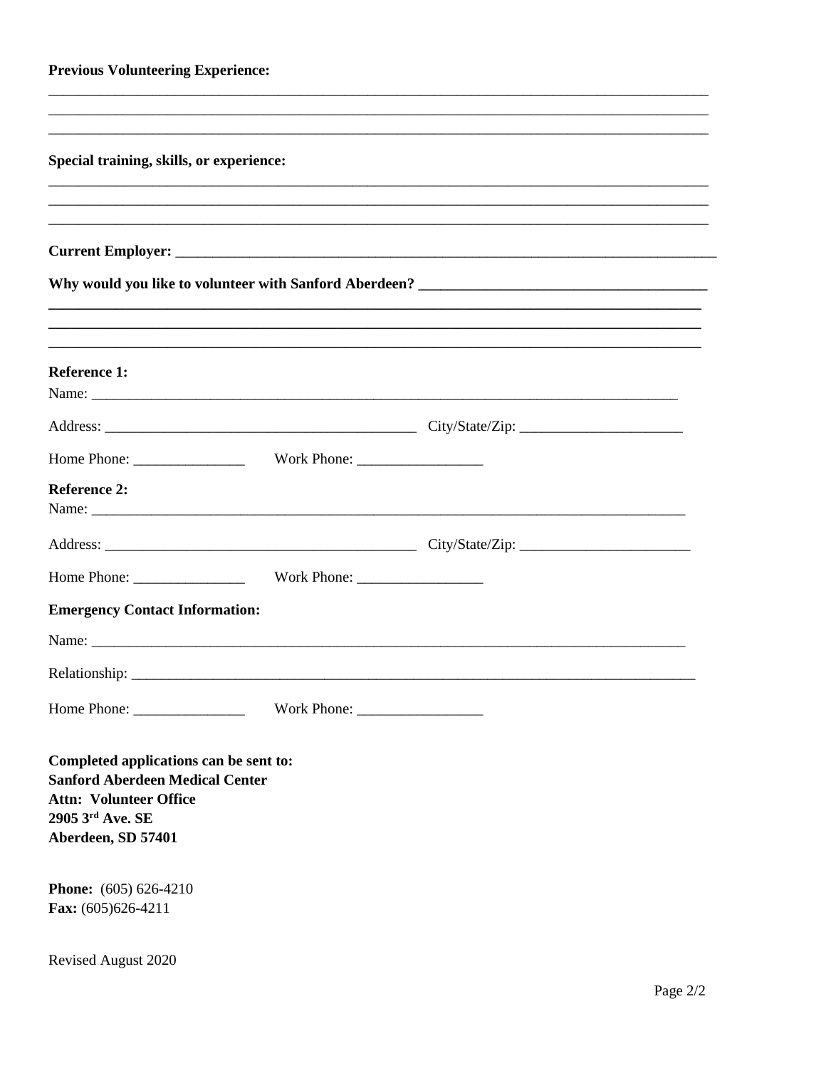**Previous Volunteering Experience:**

\_\_\_\_\_\_\_\_\_\_\_\_\_\_\_\_\_\_\_\_\_\_\_\_\_\_\_\_\_\_\_\_\_\_\_\_\_\_\_\_\_\_\_\_\_\_\_\_\_\_\_\_\_\_\_\_\_\_\_\_\_\_\_\_\_\_\_\_\_\_\_\_\_\_\_\_\_\_\_\_\_\_\_\_\_\_\_\_
\_\_\_\_\_\_\_\_\_\_\_\_\_\_\_\_\_\_\_\_\_\_\_\_\_\_\_\_\_\_\_\_\_\_\_\_\_\_\_\_\_\_\_\_\_\_\_\_\_\_\_\_\_\_\_\_\_\_\_\_\_\_\_\_\_\_\_\_\_\_\_\_\_\_\_\_\_\_\_\_\_\_\_\_\_\_\_\_
\_\_\_\_\_\_\_\_\_\_\_\_\_\_\_\_\_\_\_\_\_\_\_\_\_\_\_\_\_\_\_\_\_\_\_\_\_\_\_\_\_\_\_\_\_\_\_\_\_\_\_\_\_\_\_\_\_\_\_\_\_\_\_\_\_\_\_\_\_\_\_\_\_\_\_\_\_\_\_\_\_\_\_\_\_\_\_\_

**Special training, skills, or experience:**

\_\_\_\_\_\_\_\_\_\_\_\_\_\_\_\_\_\_\_\_\_\_\_\_\_\_\_\_\_\_\_\_\_\_\_\_\_\_\_\_\_\_\_\_\_\_\_\_\_\_\_\_\_\_\_\_\_\_\_\_\_\_\_\_\_\_\_\_\_\_\_\_\_\_\_\_\_\_\_\_\_\_\_\_\_\_\_\_
\_\_\_\_\_\_\_\_\_\_\_\_\_\_\_\_\_\_\_\_\_\_\_\_\_\_\_\_\_\_\_\_\_\_\_\_\_\_\_\_\_\_\_\_\_\_\_\_\_\_\_\_\_\_\_\_\_\_\_\_\_\_\_\_\_\_\_\_\_\_\_\_\_\_\_\_\_\_\_\_\_\_\_\_\_\_\_\_
\_\_\_\_\_\_\_\_\_\_\_\_\_\_\_\_\_\_\_\_\_\_\_\_\_\_\_\_\_\_\_\_\_\_\_\_\_\_\_\_\_\_\_\_\_\_\_\_\_\_\_\_\_\_\_\_\_\_\_\_\_\_\_\_\_\_\_\_\_\_\_\_\_\_\_\_\_\_\_\_\_\_\_\_\_\_\_\_

**Current Employer:** \_\_\_\_\_\_\_\_\_\_\_\_\_\_\_\_\_\_\_\_\_\_\_\_\_\_\_\_\_\_\_\_\_\_\_\_\_\_\_\_\_\_\_\_\_\_\_\_\_\_\_\_\_\_\_\_\_\_\_\_\_\_\_\_\_\_\_\_\_\_\_\_

**Why would you like to volunteer with Sanford Aberdeen?** \_\_\_\_\_\_\_\_\_\_\_\_\_\_\_\_\_\_\_\_\_\_\_\_\_\_\_\_\_\_\_\_\_\_\_\_\_\_\_\_
\_\_\_\_\_\_\_\_\_\_\_\_\_\_\_\_\_\_\_\_\_\_\_\_\_\_\_\_\_\_\_\_\_\_\_\_\_\_\_\_\_\_\_\_\_\_\_\_\_\_\_\_\_\_\_\_\_\_\_\_\_\_\_\_\_\_\_\_\_\_\_\_\_\_\_\_\_\_\_\_\_\_\_\_\_\_\_\_
\_\_\_\_\_\_\_\_\_\_\_\_\_\_\_\_\_\_\_\_\_\_\_\_\_\_\_\_\_\_\_\_\_\_\_\_\_\_\_\_\_\_\_\_\_\_\_\_\_\_\_\_\_\_\_\_\_\_\_\_\_\_\_\_\_\_\_\_\_\_\_\_\_\_\_\_\_\_\_\_\_\_\_\_\_\_\_\_
\_\_\_\_\_\_\_\_\_\_\_\_\_\_\_\_\_\_\_\_\_\_\_\_\_\_\_\_\_\_\_\_\_\_\_\_\_\_\_\_\_\_\_\_\_\_\_\_\_\_\_\_\_\_\_\_\_\_\_\_\_\_\_\_\_\_\_\_\_\_\_\_\_\_\_\_\_\_\_\_\_\_\_\_\_\_\_\_

**Reference 1:**

Name: \_\_\_\_\_\_\_\_\_\_\_\_\_\_\_\_\_\_\_\_\_\_\_\_\_\_\_\_\_\_\_\_\_\_\_\_\_\_\_\_\_\_\_\_\_\_\_\_\_\_\_\_\_\_\_\_\_\_\_\_\_\_\_\_\_\_\_\_\_\_\_\_\_\_\_\_\_\_\_\_\_

Address: \_\_\_\_\_\_\_\_\_\_\_\_\_\_\_\_\_\_\_\_\_\_\_\_\_\_\_\_\_\_\_\_\_\_\_\_\_\_\_\_\_\_ City/State/Zip: \_\_\_\_\_\_\_\_\_\_\_\_\_\_\_\_\_\_\_\_\_\_

Home Phone: \_\_\_\_\_\_\_\_\_\_\_\_\_\_\_ Work Phone: \_\_\_\_\_\_\_\_\_\_\_\_\_\_\_\_\_

**Reference 2:**

Name: \_\_\_\_\_\_\_\_\_\_\_\_\_\_\_\_\_\_\_\_\_\_\_\_\_\_\_\_\_\_\_\_\_\_\_\_\_\_\_\_\_\_\_\_\_\_\_\_\_\_\_\_\_\_\_\_\_\_\_\_\_\_\_\_\_\_\_\_\_\_\_\_\_\_\_\_\_\_\_\_\_

Address: \_\_\_\_\_\_\_\_\_\_\_\_\_\_\_\_\_\_\_\_\_\_\_\_\_\_\_\_\_\_\_\_\_\_\_\_\_\_\_\_\_\_ City/State/Zip: \_\_\_\_\_\_\_\_\_\_\_\_\_\_\_\_\_\_\_\_\_\_\_

Home Phone: \_\_\_\_\_\_\_\_\_\_\_\_\_\_\_ Work Phone: \_\_\_\_\_\_\_\_\_\_\_\_\_\_\_\_\_

**Emergency Contact Information:**

Name: \_\_\_\_\_\_\_\_\_\_\_\_\_\_\_\_\_\_\_\_\_\_\_\_\_\_\_\_\_\_\_\_\_\_\_\_\_\_\_\_\_\_\_\_\_\_\_\_\_\_\_\_\_\_\_\_\_\_\_\_\_\_\_\_\_\_\_\_\_\_\_\_\_\_\_\_\_\_\_\_\_

Relationship: \_\_\_\_\_\_\_\_\_\_\_\_\_\_\_\_\_\_\_\_\_\_\_\_\_\_\_\_\_\_\_\_\_\_\_\_\_\_\_\_\_\_\_\_\_\_\_\_\_\_\_\_\_\_\_\_\_\_\_\_\_\_\_\_\_\_\_\_\_\_\_\_\_\_\_\_\_

Home Phone: \_\_\_\_\_\_\_\_\_\_\_\_\_\_\_ Work Phone: \_\_\_\_\_\_\_\_\_\_\_\_\_\_\_\_\_

**Completed applications can be sent to:**
**Sanford Aberdeen Medical Center**
**Attn: Volunteer Office**
**2905 3rd Ave. SE**
**Aberdeen, SD 57401**

**Phone:** (605) 626-4210
**Fax:** (605)626-4211

Revised August 2020